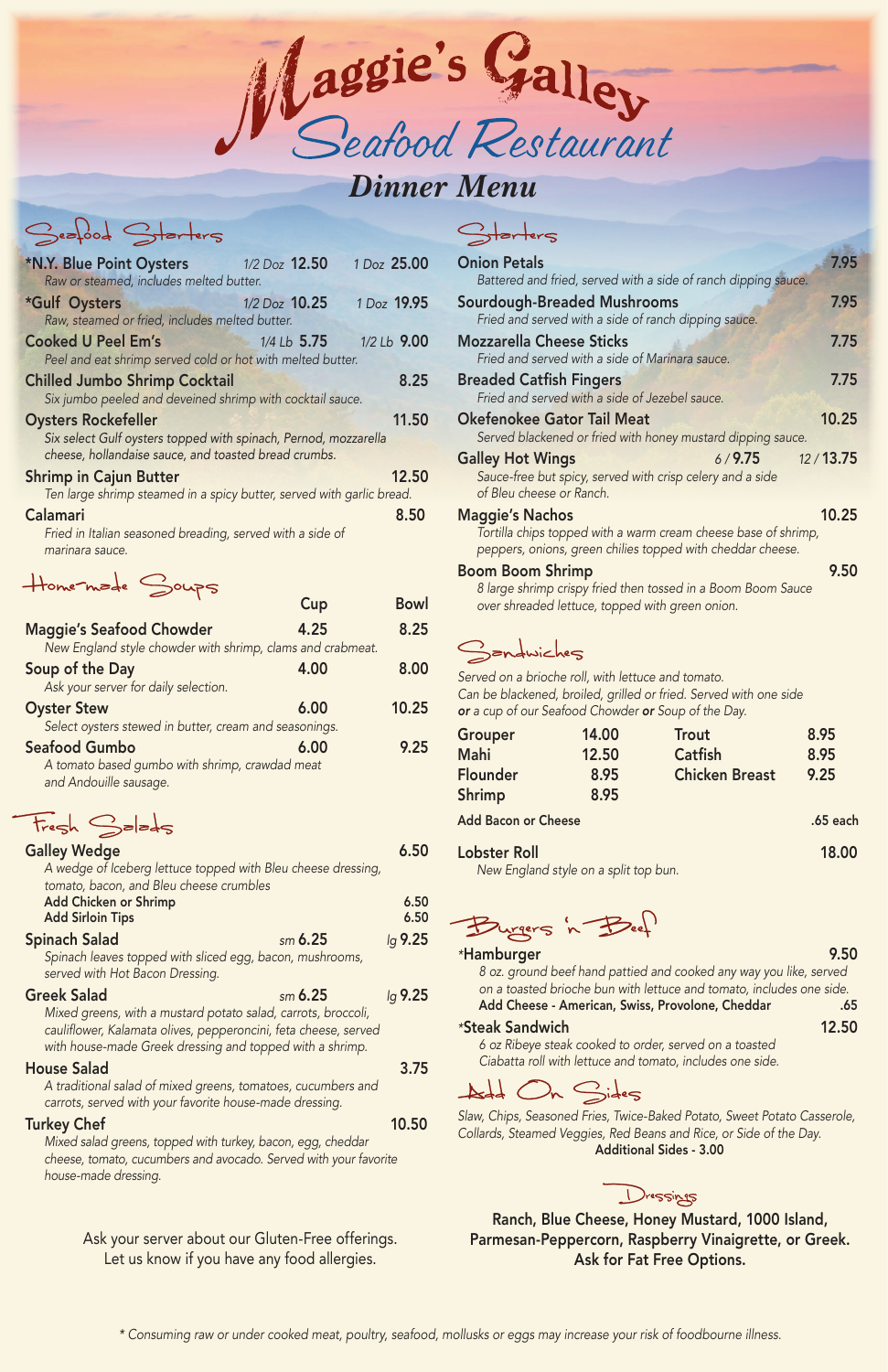# Maggie's Galley Seafood Restaurant

## Dinner Menu

### Seafood Starters

**\*N.Y. Blue Point Oysters** — 1/2 Doz 12.50 | 1 Doz 25.00
*Raw or steamed, includes melted butter.*

**\*Gulf Oysters** — 1/2 Doz 10.25 | 1 Doz 19.95
*Raw, steamed or fried, includes melted butter.*

**Cooked U Peel Em's** — 1/4 Lb 5.75 | 1/2 Lb 9.00
*Peel and eat shrimp served cold or hot with melted butter.*

**Chilled Jumbo Shrimp Cocktail** — 8.25
*Six jumbo peeled and deveined shrimp with cocktail sauce.*

**Oysters Rockefeller** — 11.50
*Six select Gulf oysters topped with spinach, Pernod, mozzarella cheese, hollandaise sauce, and toasted bread crumbs.*

**Shrimp in Cajun Butter** — 12.50
*Ten large shrimp steamed in a spicy butter, served with garlic bread.*

**Calamari** — 8.50
*Fried in Italian seasoned breading, served with a side of marinara sauce.*

### Home-made Soups

| | Cup | Bowl |
|---|---|---|
| **Maggie's Seafood Chowder** *New England style chowder with shrimp, clams and crabmeat.* | 4.25 | 8.25 |
| **Soup of the Day** *Ask your server for daily selection.* | 4.00 | 8.00 |
| **Oyster Stew** *Select oysters stewed in butter, cream and seasonings.* | 6.00 | 10.25 |
| **Seafood Gumbo** *A tomato based gumbo with shrimp, crawdad meat and Andouille sausage.* | 6.00 | 9.25 |

### Fresh Salads

**Galley Wedge** — 6.50
*A wedge of Iceberg lettuce topped with Bleu cheese dressing, tomato, bacon, and Bleu cheese crumbles*
**Add Chicken or Shrimp** — 6.50
**Add Sirloin Tips** — 6.50

**Spinach Salad** — sm 6.25 | lg 9.25
*Spinach leaves topped with sliced egg, bacon, mushrooms, served with Hot Bacon Dressing.*

**Greek Salad** — sm 6.25 | lg 9.25
*Mixed greens, with a mustard potato salad, carrots, broccoli, cauliflower, Kalamata olives, pepperoncini, feta cheese, served with house-made Greek dressing and topped with a shrimp.*

**House Salad** — 3.75
*A traditional salad of mixed greens, tomatoes, cucumbers and carrots, served with your favorite house-made dressing.*

**Turkey Chef** — 10.50
*Mixed salad greens, topped with turkey, bacon, egg, cheddar cheese, tomato, cucumbers and avocado. Served with your favorite house-made dressing.*

Ask your server about our Gluten-Free offerings.
Let us know if you have any food allergies.

### Starters

**Onion Petals** — 7.95
*Battered and fried, served with a side of ranch dipping sauce.*

**Sourdough-Breaded Mushrooms** — 7.95
*Fried and served with a side of ranch dipping sauce.*

**Mozzarella Cheese Sticks** — 7.75
*Fried and served with a side of Marinara sauce.*

**Breaded Catfish Fingers** — 7.75
*Fried and served with a side of Jezebel sauce.*

**Okefenokee Gator Tail Meat** — 10.25
*Served blackened or fried with honey mustard dipping sauce.*

**Galley Hot Wings** — 6 / 9.75 | 12 / 13.75
*Sauce-free but spicy, served with crisp celery and a side of Bleu cheese or Ranch.*

**Maggie's Nachos** — 10.25
*Tortilla chips topped with a warm cream cheese base of shrimp, peppers, onions, green chilies topped with cheddar cheese.*

**Boom Boom Shrimp** — 9.50
*8 large shrimp crispy fried then tossed in a Boom Boom Sauce over shreaded lettuce, topped with green onion.*

### Sandwiches

*Served on a brioche roll, with lettuce and tomato.*
*Can be blackened, broiled, grilled or fried. Served with one side* ***or*** *a cup of our Seafood Chowder* ***or*** *Soup of the Day.*

| | | | |
|---|---|---|---|
| Grouper | 14.00 | Trout | 8.95 |
| Mahi | 12.50 | Catfish | 8.95 |
| Flounder | 8.95 | Chicken Breast | 9.25 |
| Shrimp | 8.95 | | |

**Add Bacon or Cheese** — .65 each

**Lobster Roll** — 18.00
*New England style on a split top bun.*

### Burgers 'n Beef

**\*Hamburger** — 9.50
*8 oz. ground beef hand pattied and cooked any way you like, served on a toasted brioche bun with lettuce and tomato, includes one side.*
**Add Cheese - American, Swiss, Provolone, Cheddar** — .65

**\*Steak Sandwich** — 12.50
*6 oz Ribeye steak cooked to order, served on a toasted Ciabatta roll with lettuce and tomato, includes one side.*

### Add On Sides

*Slaw, Chips, Seasoned Fries, Twice-Baked Potato, Sweet Potato Casserole, Collards, Steamed Veggies, Red Beans and Rice, or Side of the Day.*
**Additional Sides - 3.00**

### Dressings

**Ranch, Blue Cheese, Honey Mustard, 1000 Island, Parmesan-Peppercorn, Raspberry Vinaigrette, or Greek. Ask for Fat Free Options.**

*\* Consuming raw or under cooked meat, poultry, seafood, mollusks or eggs may increase your risk of foodbourne illness.*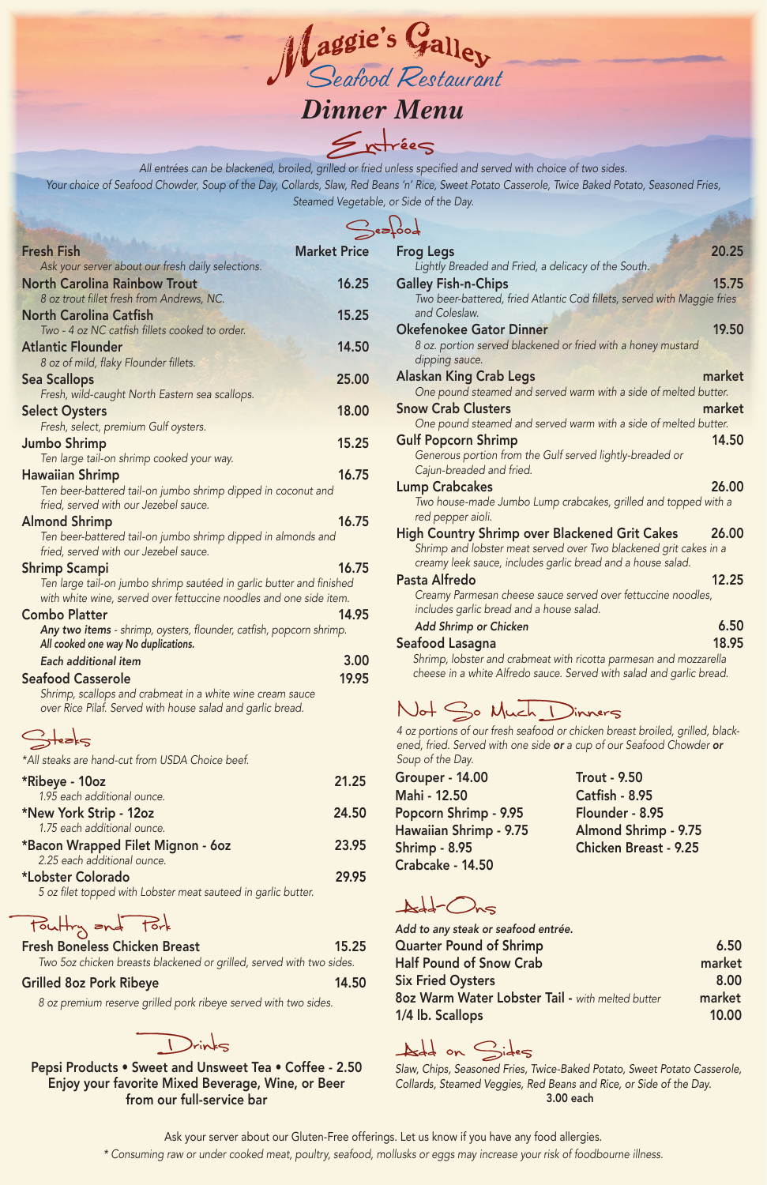# Maggie's Galley

## Seafood Restaurant

# Dinner Menu

## Entrées

*All entrées can be blackened, broiled, grilled or fried unless specified and served with choice of two sides.*
*Your choice of Seafood Chowder, Soup of the Day, Collards, Slaw, Red Beans 'n' Rice, Sweet Potato Casserole, Twice Baked Potato, Seasoned Fries, Steamed Vegetable, or Side of the Day.*

### Seafood

**Fresh Fish** — Market Price
*Ask your server about our fresh daily selections.*

**North Carolina Rainbow Trout** — 16.25
*8 oz trout fillet fresh from Andrews, NC.*

**North Carolina Catfish** — 15.25
*Two - 4 oz NC catfish fillets cooked to order.*

**Atlantic Flounder** — 14.50
*8 oz of mild, flaky Flounder fillets.*

**Sea Scallops** — 25.00
*Fresh, wild-caught North Eastern sea scallops.*

**Select Oysters** — 18.00
*Fresh, select, premium Gulf oysters.*

**Jumbo Shrimp** — 15.25
*Ten large tail-on shrimp cooked your way.*

**Hawaiian Shrimp** — 16.75
*Ten beer-battered tail-on jumbo shrimp dipped in coconut and fried, served with our Jezebel sauce.*

**Almond Shrimp** — 16.75
*Ten beer-battered tail-on jumbo shrimp dipped in almonds and fried, served with our Jezebel sauce.*

**Shrimp Scampi** — 16.75
*Ten large tail-on jumbo shrimp sautéed in garlic butter and finished with white wine, served over fettuccine noodles and one side item.*

**Combo Platter** — 14.95
***Any two items** - shrimp, oysters, flounder, catfish, popcorn shrimp.*
***All cooked one way No duplications.***
***Each additional item*** — 3.00

**Seafood Casserole** — 19.95
*Shrimp, scallops and crabmeat in a white wine cream sauce over Rice Pilaf. Served with house salad and garlic bread.*

**Frog Legs** — 20.25
*Lightly Breaded and Fried, a delicacy of the South.*

**Galley Fish-n-Chips** — 15.75
*Two beer-battered, fried Atlantic Cod fillets, served with Maggie fries and Coleslaw.*

**Okefenokee Gator Dinner** — 19.50
*8 oz. portion served blackened or fried with a honey mustard dipping sauce.*

**Alaskan King Crab Legs** — market
*One pound steamed and served warm with a side of melted butter.*

**Snow Crab Clusters** — market
*One pound steamed and served warm with a side of melted butter.*

**Gulf Popcorn Shrimp** — 14.50
*Generous portion from the Gulf served lightly-breaded or Cajun-breaded and fried.*

**Lump Crabcakes** — 26.00
*Two house-made Jumbo Lump crabcakes, grilled and topped with a red pepper aioli.*

**High Country Shrimp over Blackened Grit Cakes** — 26.00
*Shrimp and lobster meat served over Two blackened grit cakes in a creamy leek sauce, includes garlic bread and a house salad.*

**Pasta Alfredo** — 12.25
*Creamy Parmesan cheese sauce served over fettuccine noodles, includes garlic bread and a house salad.*
***Add Shrimp or Chicken*** — 6.50

**Seafood Lasagna** — 18.95
*Shrimp, lobster and crabmeat with ricotta parmesan and mozzarella cheese in a white Alfredo sauce. Served with salad and garlic bread.*

### Steaks

*\*All steaks are hand-cut from USDA Choice beef.*

**\*Ribeye - 10oz** — 21.25
*1.95 each additional ounce.*

**\*New York Strip - 12oz** — 24.50
*1.75 each additional ounce.*

**\*Bacon Wrapped Filet Mignon - 6oz** — 23.95
*2.25 each additional ounce.*

**\*Lobster Colorado** — 29.95
*5 oz filet topped with Lobster meat sauteed in garlic butter.*

### Poultry and Pork

**Fresh Boneless Chicken Breast** — 15.25
*Two 5oz chicken breasts blackened or grilled, served with two sides.*

**Grilled 8oz Pork Ribeye** — 14.50
*8 oz premium reserve grilled pork ribeye served with two sides.*

### Not So Much Dinners

*4 oz portions of our fresh seafood or chicken breast broiled, grilled, blackened, fried. Served with one side **or** a cup of our Seafood Chowder **or** Soup of the Day.*

| | |
|---|---|
| Grouper - 14.00 | Trout - 9.50 |
| Mahi - 12.50 | Catfish - 8.95 |
| Popcorn Shrimp - 9.95 | Flounder - 8.95 |
| Hawaiian Shrimp - 9.75 | Almond Shrimp - 9.75 |
| Shrimp - 8.95 | Chicken Breast - 9.25 |
| Crabcake - 14.50 | |

### Add-Ons

***Add to any steak or seafood entrée.***

| | |
|---|---|
| Quarter Pound of Shrimp | 6.50 |
| Half Pound of Snow Crab | market |
| Six Fried Oysters | 8.00 |
| 8oz Warm Water Lobster Tail - *with melted butter* | market |
| 1/4 lb. Scallops | 10.00 |

### Add on Sides

*Slaw, Chips, Seasoned Fries, Twice-Baked Potato, Sweet Potato Casserole, Collards, Steamed Veggies, Red Beans and Rice, or Side of the Day.*
**3.00 each**

### Drinks

**Pepsi Products • Sweet and Unsweet Tea • Coffee - 2.50**
**Enjoy your favorite Mixed Beverage, Wine, or Beer from our full-service bar**

Ask your server about our Gluten-Free offerings. Let us know if you have any food allergies.

*\* Consuming raw or under cooked meat, poultry, seafood, mollusks or eggs may increase your risk of foodbourne illness.*